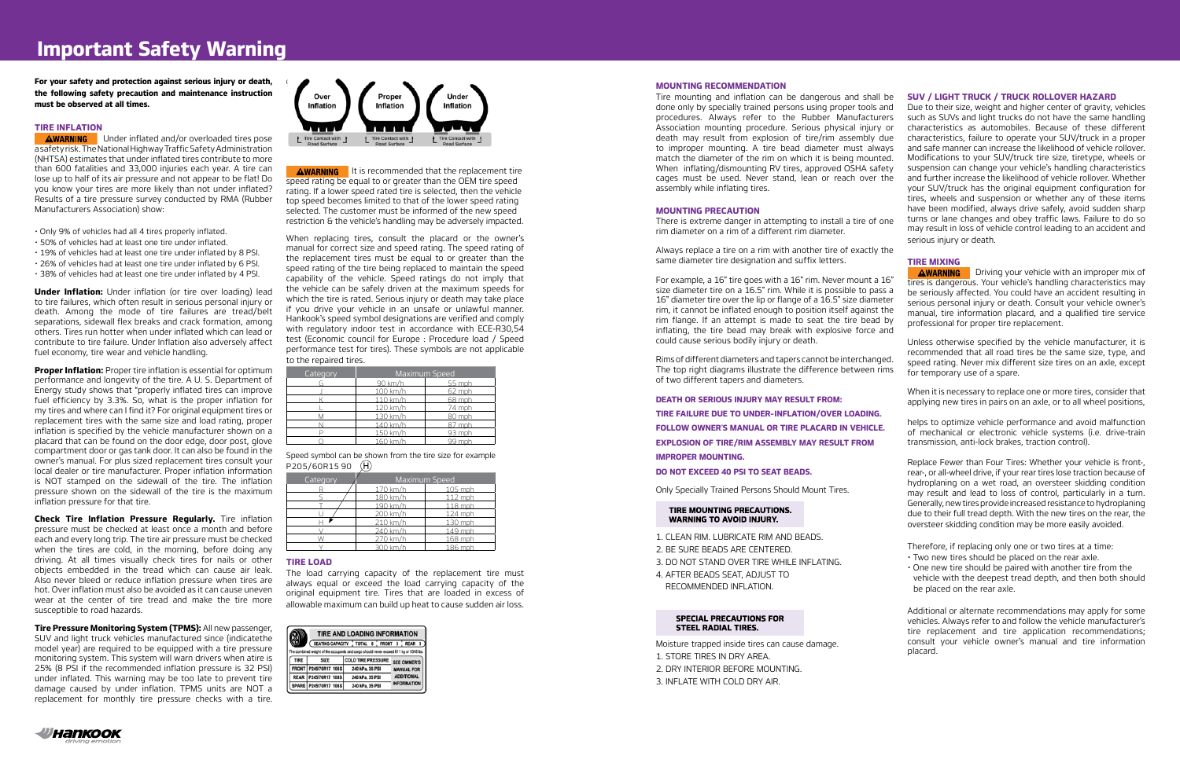# Important Safety Warning

**For your safety and protection against serious injury or death, the following safety precaution and maintenance instruction must be observed at all times.**

## TIRE INFLATION

**⚠WARNING** Under inflated and/or overloaded tires pose a safety risk. The National Highway Traffic Safety Administration (NHTSA) estimates that under inflated tires contribute to more than 600 fatalities and 33,000 injuries each year. A tire can lose up to half of its air pressure and not appear to be flat! Do you know your tires are more likely than not under inflated? Results of a tire pressure survey conducted by RMA (Rubber Manufacturers Association) show:

- Only 9% of vehicles had all 4 tires properly inflated.
- 50% of vehicles had at least one tire under inflated.
- 19% of vehicles had at least one tire under inflated by 8 PSI.
- 26% of vehicles had at least one tire under inflated by 6 PSI.
- 38% of vehicles had at least one tire under inflated by 4 PSI.

**Under Inflation:** Under inflation (or tire over loading) lead to tire failures, which often result in serious personal injury or death. Among the mode of tire failures are tread/belt separations, sidewall flex breaks and crack formation, among others. Tires run hotter when under inflated which can lead or contribute to tire failure. Under Inflation also adversely affect fuel economy, tire wear and vehicle handling.

**Proper Inflation:** Proper tire inflation is essential for optimum performance and longevity of the tire. A U. S. Department of Energy study shows that "properly inflated tires can improve fuel efficiency by 3.3%. So, what is the proper inflation for my tires and where can I find it? For original equipment tires or replacement tires with the same size and load rating, proper inflation is specified by the vehicle manufacturer shown on a placard that can be found on the door edge, door post, glove compartment door or gas tank door. It can also be found in the owner's manual. For plus sized replacement tires consult your local dealer or tire manufacturer. Proper inflation information is NOT stamped on the sidewall of the tire. The inflation pressure shown on the sidewall of the tire is the maximum inflation pressure for that tire.

**Check Tire Inflation Pressure Regularly.** Tire inflation pressure must be checked at least once a month and before each and every long trip. The tire air pressure must be checked when the tires are cold, in the morning, before doing any driving. At all times visually check tires for nails or other objects embedded in the tread which can cause air leak. Also never bleed or reduce inflation pressure when tires are hot. Over inflation must also be avoided as it can cause uneven wear at the center of tire tread and make the tire more susceptible to road hazards.

**Tire Pressure Monitoring System (TPMS):** All new passenger, SUV and light truck vehicles manufactured since (indicatethe model year) are required to be equipped with a tire pressure monitoring system. This system will warn drivers when atire is 25% (8 PSI if the recommended inflation pressure is 32 PSI) under inflated. This warning may be too late to prevent tire damage caused by under inflation. TPMS units are NOT a replacement for monthly tire pressure checks with a tire.

Over Inflation — Tire Contact with Road Surface
Proper Inflation — Tire Contact with Road Surface
Under Inflation — Tire Contact with Road Surface

**⚠WARNING** It is recommended that the replacement tire speed rating be equal to or greater than the OEM tire speed rating. If a lower speed rated tire is selected, then the vehicle top speed becomes limited to that of the lower speed rating selected. The customer must be informed of the new speed restriction & the vehicle's handling may be adversely impacted.

When replacing tires, consult the placard or the owner's manual for correct size and speed rating. The speed rating of the replacement tires must be equal to or greater than the speed rating of the tire being replaced to maintain the speed capability of the vehicle. Speed ratings do not imply that the vehicle can be safely driven at the maximum speeds for which the tire is rated. Serious injury or death may take place if you drive your vehicle in an unsafe or unlawful manner. Hankook's speed symbol designations are verified and comply with regulatory indoor test in accordance with ECE-R30,54 test (Economic council for Europe : Procedure load / Speed performance test for tires). These symbols are not applicable to the repaired tires.

| Category | Maximum Speed | |
|---|---|---|
| G | 90 km/h | 55 mph |
| J | 100 km/h | 62 mph |
| K | 110 km/h | 68 mph |
| L | 120 km/h | 74 mph |
| M | 130 km/h | 80 mph |
| N | 140 km/h | 87 mph |
| P | 150 km/h | 93 mph |
| Q | 160 km/h | 99 mph |

Speed symbol can be shown from the tire size for example P205/60R15 90 (H)

| Category | Maximum Speed | |
|---|---|---|
| R | 170 km/h | 105 mph |
| S | 180 km/h | 112 mph |
| T | 190 km/h | 118 mph |
| U | 200 km/h | 124 mph |
| H | 210 km/h | 130 mph |
| V | 240 km/h | 149 mph |
| W | 270 km/h | 168 mph |
| Y | 300 km/h | 186 mph |

## TIRE LOAD

The load carrying capacity of the replacement tire must always equal or exceed the load carrying capacity of the original equipment tire. Tires that are loaded in excess of allowable maximum can build up heat to cause sudden air loss.

**TIRE AND LOADING INFORMATION**

SEATING CAPACITY | TOTAL 6 | FRONT 3 | REAR 3

The combined weight of the occupants and cargo should never exceed 611 kg or 1340 lbs.

| TIRE | SIZE | COLD TIRE PRESSURE | SEE OWNER'S MANUAL FOR ADDITIONAL INFORMATION |
|---|---|---|---|
| FRONT | P245/70R17 108S | 240 kPa, 35 PSI | |
| REAR | P245/70R17 108S | 240 kPa, 35 PSI | |
| SPARE | P245/70R17 108S | 240 kPa, 35 PSI | |

## MOUNTING RECOMMENDATION

Tire mounting and inflation can be dangerous and shall be done only by specially trained persons using proper tools and procedures. Always refer to the Rubber Manufacturers Association mounting procedure. Serious physical injury or death may result from improper mounting of tire/rim assembly due to improper mounting. A tire bead diameter must always match the diameter of the rim on which it is being mounted. When inflating/dismounting RV tires, approved OSHA safety cages must be used. Never stand, lean or reach over the assembly while inflating tires.

## MOUNTING PRECAUTION

There is extreme danger in attempting to install a tire of one rim diameter on a rim of a different rim diameter.

Always replace a tire on a rim with another tire of exactly the same diameter tire designation and suffix letters.

For example, a 16" tire goes with a 16" rim. Never mount a 16" size diameter tire on a 16.5" rim. While it is possible to pass a 16" diameter tire over the lip or flange of a 16.5" size diameter rim, it cannot be inflated enough to position itself against the rim flange. If an attempt is made to seat the tire bead by inflating, the tire bead may break with explosive force and could cause serious bodily injury or death.

Rims of different diameters and tapers cannot be interchanged. The top right diagrams illustrate the difference between rims of two different tapers and diameters.

**DEATH OR SERIOUS INJURY MAY RESULT FROM:**

**TIRE FAILURE DUE TO UNDER-INFLATION/OVER LOADING.**

**FOLLOW OWNER'S MANUAL OR TIRE PLACARD IN VEHICLE.**

**EXPLOSION OF TIRE/RIM ASSEMBLY MAY RESULT FROM IMPROPER MOUNTING.**

**DO NOT EXCEED 40 PSI TO SEAT BEADS.**

Only Specially Trained Persons Should Mount Tires.

**TIRE MOUNTING PRECAUTIONS. WARNING TO AVOID INJURY.**

1. CLEAN RIM. LUBRICATE RIM AND BEADS.
2. BE SURE BEADS ARE CENTERED.
3. DO NOT STAND OVER TIRE WHILE INFLATING.
4. AFTER BEADS SEAT, ADJUST TO RECOMMENDED INFLATION.

**SPECIAL PRECAUTIONS FOR STEEL RADIAL TIRES.**

Moisture trapped inside tires can cause damage.

1. STORE TIRES IN DRY AREA.
2. DRY INTERIOR BEFORE MOUNTING.
3. INFLATE WITH COLD DRY AIR.

## SUV / LIGHT TRUCK / TRUCK ROLLOVER HAZARD

Due to their size, weight and higher center of gravity, vehicles such as SUVs and light trucks do not have the same handling characteristics as automobiles. Because of these different characteristics, failure to operate your SUV/truck in a proper and safe manner can increase the likelihood of vehicle rollover. Modifications to your SUV/truck tire size, tiretype, wheels or suspension can change your vehicle's handling characteristics and further increase the likelihood of vehicle rollover. Whether your SUV/truck has the original equipment configuration for tires, wheels and suspension or whether any of these items have been modified, always drive safely, avoid sudden sharp turns or lane changes and obey traffic laws. Failure to do so may result in loss of vehicle control leading to an accident and serious injury or death.

## TIRE MIXING

**⚠WARNING** Driving your vehicle with an improper mix of tires is dangerous. Your vehicle's handling characteristics may be seriously affected. You could have an accident resulting in serious personal injury or death. Consult your vehicle owner's manual, tire information placard, and a qualified tire service professional for proper tire replacement.

Unless otherwise specified by the vehicle manufacturer, it is recommended that all road tires be the same size, type, and speed rating. Never mix different size tires on an axle, except for temporary use of a spare.

When it is necessary to replace one or more tires, consider that applying new tires in pairs on an axle, or to all wheel positions,

helps to optimize vehicle performance and avoid malfunction of mechanical or electronic vehicle systems (i.e. drive-train transmission, anti-lock brakes, traction control).

Replace Fewer than Four Tires: Whether your vehicle is front-, rear-, or all-wheel drive, if your rear tires lose traction because of hydroplaning on a wet road, an oversteer skidding condition may result and lead to loss of control, particularly in a turn. Generally, new tires provide increased resistance to hydroplaning due to their full tread depth. With the new tires on the rear, the oversteer skidding condition may be more easily avoided.

Therefore, if replacing only one or two tires at a time:

- Two new tires should be placed on the rear axle.
- One new tire should be paired with another tire from the vehicle with the deepest tread depth, and then both should be placed on the rear axle.

Additional or alternate recommendations may apply for some vehicles. Always refer to and follow the vehicle manufacturer's tire replacement and tire application recommendations; consult your vehicle owner's manual and tire information placard.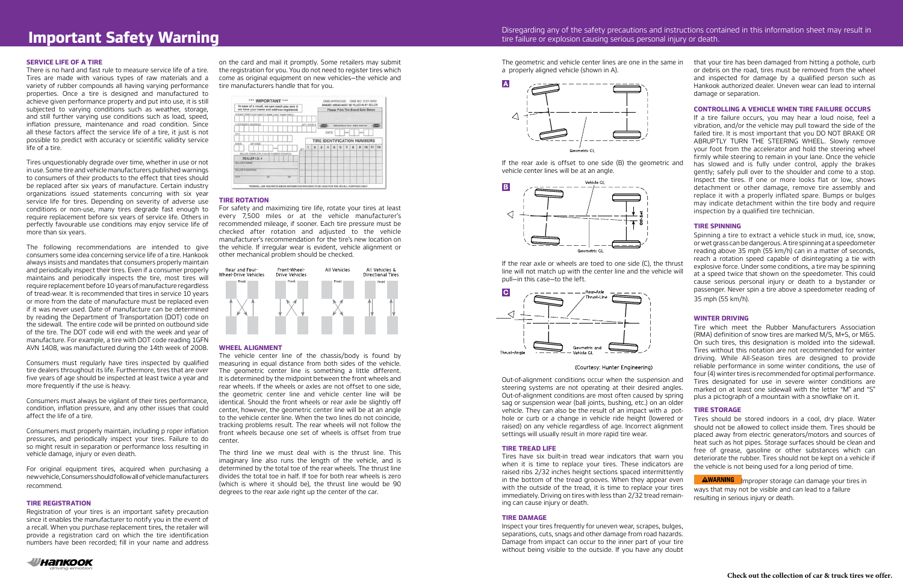# Important Safety Warning

Disregarding any of the safety precautions and instructions contained in this information sheet may result in tire failure or explosion causing serious personal injury or death.

## SERVICE LIFE OF A TIRE

There is no hard and fast rule to measure service life of a tire. Tires are made with various types of raw materials and a variety of rubber compounds all having varying performance properties. Once a tire is designed and manufactured to achieve given performance property and put into use, it is still subjected to varying conditions such as weather, storage, and still further varying use conditions such as load, speed, inflation pressure, maintenance and road condition. Since all these factors affect the service life of a tire, it just is not possible to predict with accuracy or scientific validity service life of a tire.

Tires unquestionably degrade over time, whether in use or not in use. Some tire and vehicle manufacturers published warnings to consumers of their products to the effect that tires should be replaced after six years of manufacture. Certain industry organizations issued statements concurring with six year service life for tires. Depending on severity of adverse use conditions or non-use, many tires degrade fast enough to require replacement before six years of service life. Others in perfectly favourable use conditions may enjoy service life of more than six years.

The following recommendations are intended to give consumers some idea concerning service life of a tire. Hankook always insists and mandates that consumers properly maintain and periodically inspect their tires. Even if a consumer properly maintains and periodically inspects the tire, most tires will require replacement before 10 years of manufacture regardless of tread-wear. It is recommended that tires in service 10 years or more from the date of manufacture must be replaced even if it was never used. Date of manufacture can be determined by reading the Department of Transportation (DOT) code on the sidewall. The entire code will be printed on outbound side of the tire. The DOT code will end with the week and year of manufacture. For example, a tire with DOT code reading 1GFN AVN 1408, was manufactured during the 14th week of 2008.

Consumers must regularly have tires inspected by qualified tire dealers throughout its life. Furthermore, tires that are over five years of age should be inspected at least twice a year and more frequently if the use is heavy.

Consumers must always be vigilant of their tires performance, condition, inflation pressure, and any other issues that could affect the life of a tire.

Consumers must properly maintain, including p roper inflation pressures, and periodically inspect your tires. Failure to do so might result in separation or performance loss resulting in vehicle damage, injury or even death.

For original equipment tires, acquired when purchasing a new vehicle, Consumers should follow all of vehicle manufacturers recommend.

## TIRE REGISTRATION

Registration of your tires is an important safety precaution since it enables the manufacturer to notify you in the event of a recall. When you purchase replacement tires, the retailer will provide a registration card on which the tire identification numbers have been recorded; fill in your name and address on the card and mail it promptly. Some retailers may submit the registration for you. You do not need to register tires which come as original equipment on new vehicles—the vehicle and tire manufacturers handle that for you.

\*\*\* IMPORTANT \*\*\*
In case of a recall, we can reach you only if we have your name and address registered.
OMB APPROVED OMB NO. 2127-0050
SHADED AREAS MUST BE FILLED IN BY SELLER
Please Print Tire Brand Sold Below
TIRE IDENTIFICATION NUMBERS
1 2 3 4 5 6 7 8 9 10 11 12
FEDERAL LAW RESTRICTS ABOVE INFORMATION PROVIDED TO BE USED FOR TIRE RECALL PURPOSES ONLY

## TIRE ROTATION

For safety and maximizing tire life, rotate your tires at least every 7,500 miles or at the vehicle manufacturer's recommended mileage, if sooner. Each tire pressure must be checked after rotation and adjusted to the vehicle manufacturer's recommendation for the tire's new location on the vehicle. If irregular wear is evident, vehicle alignment or other mechanical problem should be checked.

Rear and Four-Wheel-Drive Vehicles
Front-Wheel-Drive Vehicles
All Vehicles
All Vehicles & Directional Tires
Front

## WHEEL ALIGNMENT

The vehicle center line of the chassis/body is found by measuring in equal distance from both sides of the vehicle. The geometric center line is something a little different. It is determined by the midpoint between the front wheels and rear wheels. If the wheels or axles are not offset to one side, the geometric center line and vehicle center line will be identical. Should the front wheels or rear axle be slightly off center, however, the geometric center line will be at an angle to the vehicle center line. When the two lines do not coincide, tracking problems result. The rear wheels will not follow the front wheels because one set of wheels is offset from true center.

The third line we must deal with is the thrust line. This imaginary line also runs the length of the vehicle, and is determined by the total toe of the rear wheels. The thrust line divides the total toe in half. If toe for both rear wheels is zero (which is where it should be), the thrust line would be 90 degrees to the rear axle right up the center of the car.

The geometric and vehicle center lines are one in the same in a properly aligned vehicle (shown in A).

A
Geometric CL

If the rear axle is offset to one side (B) the geometric and vehicle center lines will be at an angle.

B
Vehicle CL
Off-Set
Geometric CL

If the rear axle or wheels are toed to one side (C), the thrust line will not match up with the center line and the vehicle will pull—in this case—to the left.

C
Rear-Axle Thrust-Line
Thrust-Angle
Geometric and Vehicle CL

(Courtesy: Hunter Engineering)

Out-of-alignment conditions occur when the suspension and steering systems are not operating at their desired angles. Out-of-alignment conditions are most often caused by spring sag or suspension wear (ball joints, bushing, etc.) on an older vehicle. They can also be the result of an impact with a pot-hole or curb or a change in vehicle ride height (lowered or raised) on any vehicle regardless of age. Incorrect alignment settings will usually result in more rapid tire wear.

## TIRE TREAD LIFE

Tires have six built-in tread wear indicators that warn you when it is time to replace your tires. These indicators are raised ribs 2/32 inches height sections spaced intermittently in the bottom of the tread grooves. When they appear even with the outside of the tread, it is time to replace your tires immediately. Driving on tires with less than 2/32 tread remaining can cause injury or death.

## TIRE DAMAGE

Inspect your tires frequently for uneven wear, scrapes, bulges, separations, cuts, snags and other damage from road hazards. Damage from impact can occur to the inner part of your tire without being visible to the outside. If you have any doubt that your tire has been damaged from hitting a pothole, curb or debris on the road, tires must be removed from the wheel and inspected for damage by a qualified person such as Hankook authorized dealer. Uneven wear can lead to internal damage or separation.

## CONTROLLING A VEHICLE WHEN TIRE FAILURE OCCURS

If a tire failure occurs, you may hear a loud noise, feel a vibration, and/or the vehicle may pull toward the side of the failed tire. It is most important that you DO NOT BRAKE OR ABRUPTLY TURN THE STEERING WHEEL. Slowly remove your foot from the accelerator and hold the steering wheel firmly while steering to remain in your lane. Once the vehicle has slowed and is fully under control, apply the brakes gently; safely pull over to the shoulder and come to a stop. Inspect the tires. If one or more looks flat or low, shows detachment or other damage, remove tire assembly and replace it with a properly inflated spare. Bumps or bulges may indicate detachment within the tire body and require inspection by a qualified tire technician.

## TIRE SPINNING

Spinning a tire to extract a vehicle stuck in mud, ice, snow, or wet grass can be dangerous. A tire spinning at a speedometer reading above 35 mph (55 km/h) can in a matter of seconds, reach a rotation speed capable of disintegrating a tie with explosive force. Under some conditions, a tire may be spinning at a speed twice that shown on the speedometer. This could cause serious personal injury or death to a bystander or passenger. Never spin a tire above a speedometer reading of 35 mph (55 km/h).

## WINTER DRIVING

Tire which meet the Rubber Manufacturers Association (RMA) definition of snow tires are marked M/S, M+S, or M&S. On such tires, this designation is molded into the sidewall. Tires without this notation are not recommended for winter driving. While All-Season tires are designed to provide reliable performance in some winter conditions, the use of four (4) winter tires is recommended for optimal performance. Tires designated for use in severe winter conditions are marked on at least one sidewall with the letter "M" and "S" plus a pictograph of a mountain with a snowflake on it.

## TIRE STORAGE

Tires should be stored indoors in a cool, dry place. Water should not be allowed to collect inside them. Tires should be placed away from electric generators/motors and sources of heat such as hot pipes. Storage surfaces should be clean and free of grease, gasoline or other substances which can deteriorate the rubber. Tires should not be kept on a vehicle if the vehicle is not being used for a long period of time.

**⚠WARNING** Improper storage can damage your tires in ways that may not be visible and can lead to a failure resulting in serious injury or death.

Hankook driving emotion

Check out the collection of car & truck tires we offer.